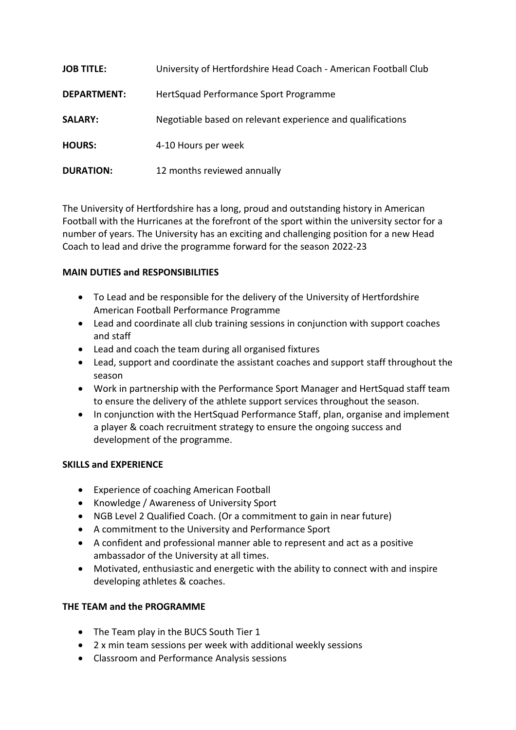**JOB TITLE:** University of Hertfordshire Head Coach - American Football Club

**DEPARTMENT:** HertSquad Performance Sport Programme

**SALARY:** Negotiable based on relevant experience and qualifications

**HOURS:** 4-10 Hours per week

**DURATION:** 12 months reviewed annually

The University of Hertfordshire has a long, proud and outstanding history in American Football with the Hurricanes at the forefront of the sport within the university sector for a number of years. The University has an exciting and challenging position for a new Head Coach to lead and drive the programme forward for the season 2022-23

**MAIN DUTIES and RESPONSIBILITIES**

- To Lead and be responsible for the delivery of the University of Hertfordshire American Football Performance Programme
- Lead and coordinate all club training sessions in conjunction with support coaches and staff
- Lead and coach the team during all organised fixtures
- Lead, support and coordinate the assistant coaches and support staff throughout the season
- Work in partnership with the Performance Sport Manager and HertSquad staff team to ensure the delivery of the athlete support services throughout the season.
- In conjunction with the HertSquad Performance Staff, plan, organise and implement a player & coach recruitment strategy to ensure the ongoing success and development of the programme.

**SKILLS and EXPERIENCE**

- Experience of coaching American Football
- Knowledge / Awareness of University Sport
- NGB Level 2 Qualified Coach. (Or a commitment to gain in near future)
- A commitment to the University and Performance Sport
- A confident and professional manner able to represent and act as a positive ambassador of the University at all times.
- Motivated, enthusiastic and energetic with the ability to connect with and inspire developing athletes & coaches.

**THE TEAM and the PROGRAMME**

- The Team play in the BUCS South Tier 1
- 2 x min team sessions per week with additional weekly sessions
- Classroom and Performance Analysis sessions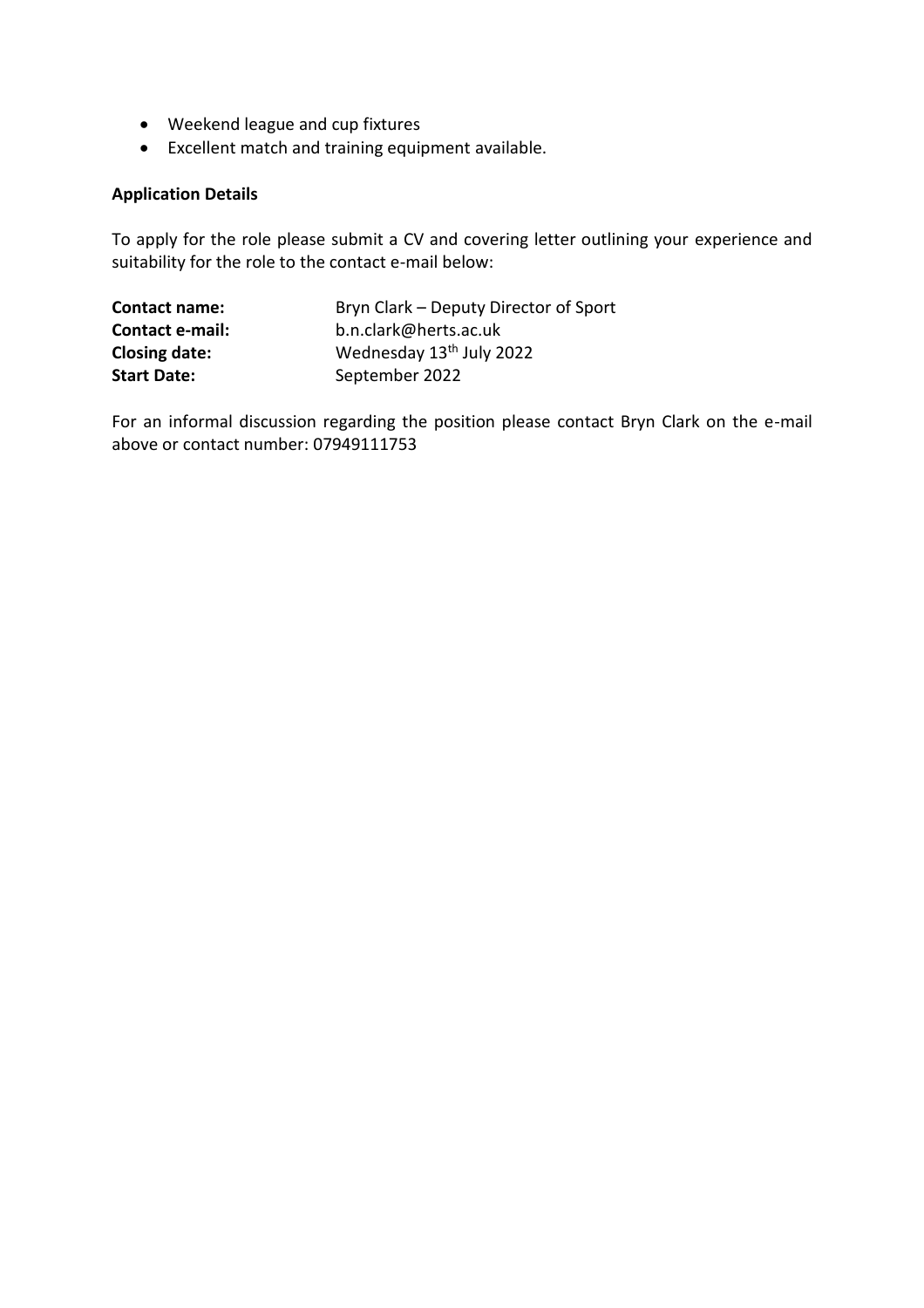- Weekend league and cup fixtures
- Excellent match and training equipment available.

**Application Details**

To apply for the role please submit a CV and covering letter outlining your experience and suitability for the role to the contact e-mail below:

| | |
|---|---|
| **Contact name:** | Bryn Clark – Deputy Director of Sport |
| **Contact e-mail:** | b.n.clark@herts.ac.uk |
| **Closing date:** | Wednesday 13th July 2022 |
| **Start Date:** | September 2022 |

For an informal discussion regarding the position please contact Bryn Clark on the e-mail above or contact number: 07949111753